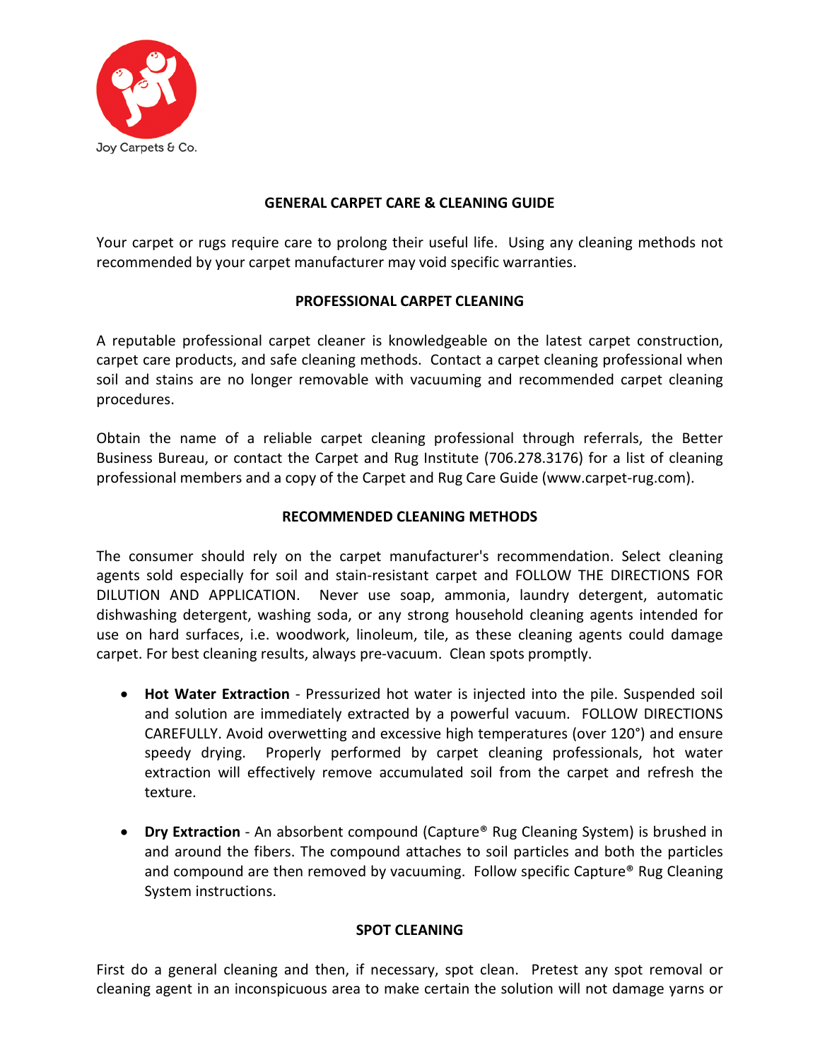Joy Carpets & Co.

## GENERAL CARPET CARE & CLEANING GUIDE

Your carpet or rugs require care to prolong their useful life. Using any cleaning methods not recommended by your carpet manufacturer may void specific warranties.

## PROFESSIONAL CARPET CLEANING

A reputable professional carpet cleaner is knowledgeable on the latest carpet construction, carpet care products, and safe cleaning methods. Contact a carpet cleaning professional when soil and stains are no longer removable with vacuuming and recommended carpet cleaning procedures.

Obtain the name of a reliable carpet cleaning professional through referrals, the Better Business Bureau, or contact the Carpet and Rug Institute (706.278.3176) for a list of cleaning professional members and a copy of the Carpet and Rug Care Guide (www.carpet-rug.com).

## RECOMMENDED CLEANING METHODS

The consumer should rely on the carpet manufacturer's recommendation. Select cleaning agents sold especially for soil and stain-resistant carpet and FOLLOW THE DIRECTIONS FOR DILUTION AND APPLICATION. Never use soap, ammonia, laundry detergent, automatic dishwashing detergent, washing soda, or any strong household cleaning agents intended for use on hard surfaces, i.e. woodwork, linoleum, tile, as these cleaning agents could damage carpet. For best cleaning results, always pre-vacuum. Clean spots promptly.

- **Hot Water Extraction** - Pressurized hot water is injected into the pile. Suspended soil and solution are immediately extracted by a powerful vacuum. FOLLOW DIRECTIONS CAREFULLY. Avoid overwetting and excessive high temperatures (over 120°) and ensure speedy drying. Properly performed by carpet cleaning professionals, hot water extraction will effectively remove accumulated soil from the carpet and refresh the texture.

- **Dry Extraction** - An absorbent compound (Capture® Rug Cleaning System) is brushed in and around the fibers. The compound attaches to soil particles and both the particles and compound are then removed by vacuuming. Follow specific Capture® Rug Cleaning System instructions.

## SPOT CLEANING

First do a general cleaning and then, if necessary, spot clean. Pretest any spot removal or cleaning agent in an inconspicuous area to make certain the solution will not damage yarns or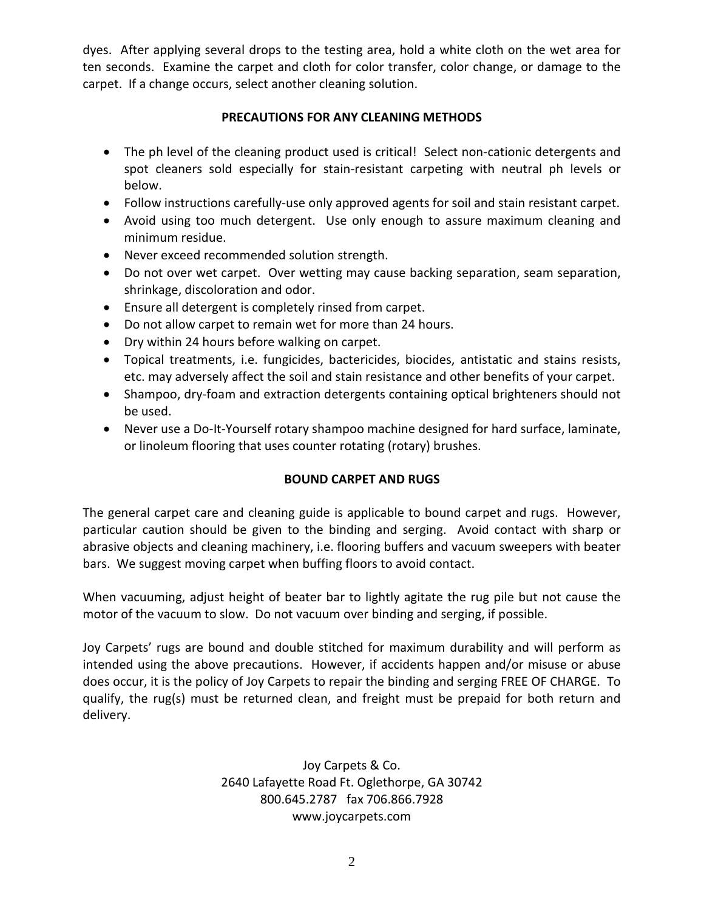dyes. After applying several drops to the testing area, hold a white cloth on the wet area for ten seconds. Examine the carpet and cloth for color transfer, color change, or damage to the carpet. If a change occurs, select another cleaning solution.

## PRECAUTIONS FOR ANY CLEANING METHODS

- The ph level of the cleaning product used is critical! Select non-cationic detergents and spot cleaners sold especially for stain-resistant carpeting with neutral ph levels or below.
- Follow instructions carefully-use only approved agents for soil and stain resistant carpet.
- Avoid using too much detergent. Use only enough to assure maximum cleaning and minimum residue.
- Never exceed recommended solution strength.
- Do not over wet carpet. Over wetting may cause backing separation, seam separation, shrinkage, discoloration and odor.
- Ensure all detergent is completely rinsed from carpet.
- Do not allow carpet to remain wet for more than 24 hours.
- Dry within 24 hours before walking on carpet.
- Topical treatments, i.e. fungicides, bactericides, biocides, antistatic and stains resists, etc. may adversely affect the soil and stain resistance and other benefits of your carpet.
- Shampoo, dry-foam and extraction detergents containing optical brighteners should not be used.
- Never use a Do-It-Yourself rotary shampoo machine designed for hard surface, laminate, or linoleum flooring that uses counter rotating (rotary) brushes.

## BOUND CARPET AND RUGS

The general carpet care and cleaning guide is applicable to bound carpet and rugs. However, particular caution should be given to the binding and serging. Avoid contact with sharp or abrasive objects and cleaning machinery, i.e. flooring buffers and vacuum sweepers with beater bars. We suggest moving carpet when buffing floors to avoid contact.

When vacuuming, adjust height of beater bar to lightly agitate the rug pile but not cause the motor of the vacuum to slow. Do not vacuum over binding and serging, if possible.

Joy Carpets' rugs are bound and double stitched for maximum durability and will perform as intended using the above precautions. However, if accidents happen and/or misuse or abuse does occur, it is the policy of Joy Carpets to repair the binding and serging FREE OF CHARGE. To qualify, the rug(s) must be returned clean, and freight must be prepaid for both return and delivery.

Joy Carpets & Co.
2640 Lafayette Road Ft. Oglethorpe, GA 30742
800.645.2787 fax 706.866.7928
www.joycarpets.com